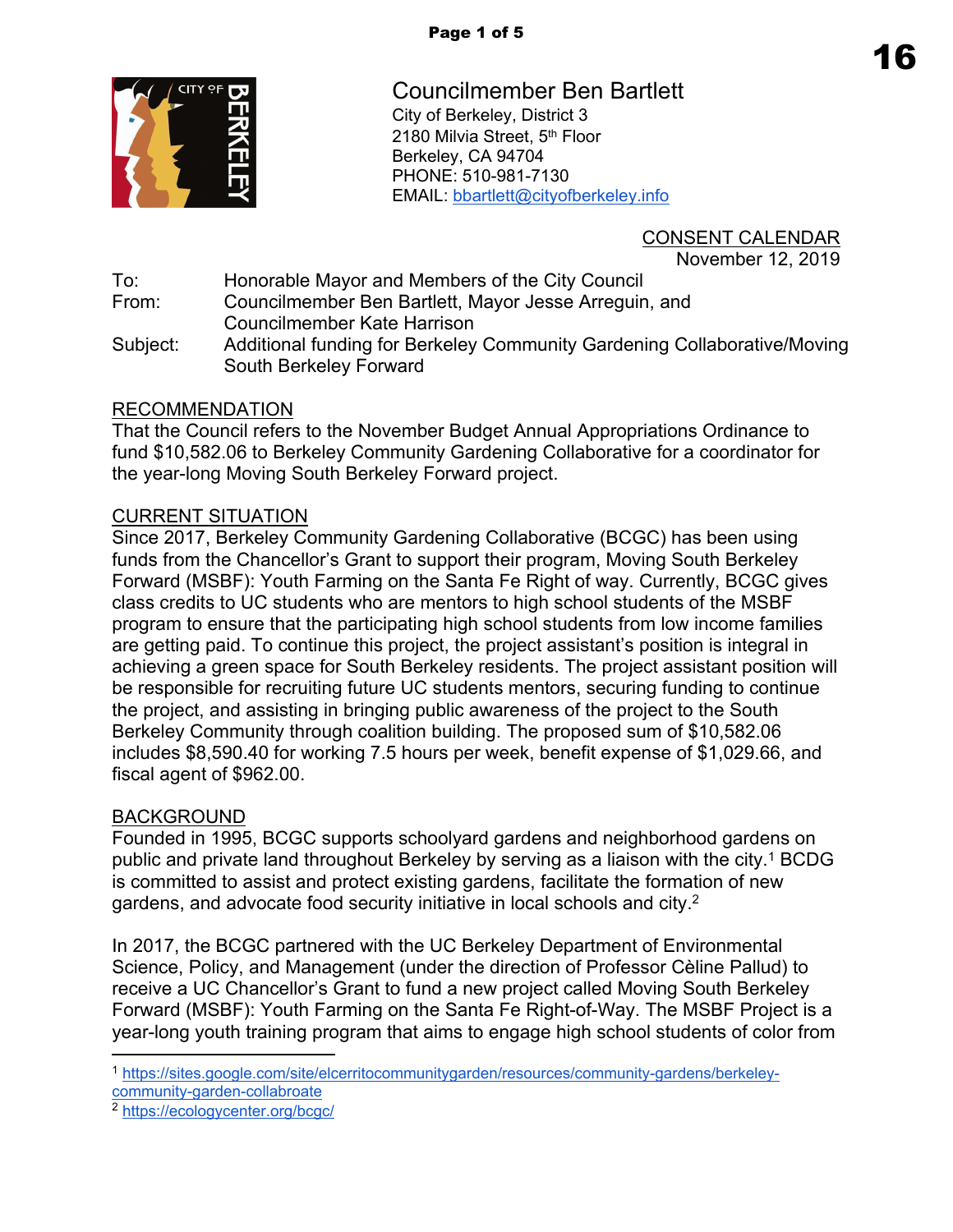Councilmember Ben Bartlett
City of Berkeley, District 3
2180 Milvia Street, 5th Floor
Berkeley, CA 94704
PHONE: 510-981-7130
EMAIL: bbartlett@cityofberkeley.info

CONSENT CALENDAR
November 12, 2019

To: Honorable Mayor and Members of the City Council
From: Councilmember Ben Bartlett, Mayor Jesse Arreguin, and Councilmember Kate Harrison
Subject: Additional funding for Berkeley Community Gardening Collaborative/Moving South Berkeley Forward

## RECOMMENDATION

That the Council refers to the November Budget Annual Appropriations Ordinance to fund $10,582.06 to Berkeley Community Gardening Collaborative for a coordinator for the year-long Moving South Berkeley Forward project.

## CURRENT SITUATION

Since 2017, Berkeley Community Gardening Collaborative (BCGC) has been using funds from the Chancellor's Grant to support their program, Moving South Berkeley Forward (MSBF): Youth Farming on the Santa Fe Right of way. Currently, BCGC gives class credits to UC students who are mentors to high school students of the MSBF program to ensure that the participating high school students from low income families are getting paid. To continue this project, the project assistant's position is integral in achieving a green space for South Berkeley residents. The project assistant position will be responsible for recruiting future UC students mentors, securing funding to continue the project, and assisting in bringing public awareness of the project to the South Berkeley Community through coalition building. The proposed sum of $10,582.06 includes $8,590.40 for working 7.5 hours per week, benefit expense of $1,029.66, and fiscal agent of $962.00.

## BACKGROUND

Founded in 1995, BCGC supports schoolyard gardens and neighborhood gardens on public and private land throughout Berkeley by serving as a liaison with the city.[1] BCDG is committed to assist and protect existing gardens, facilitate the formation of new gardens, and advocate food security initiative in local schools and city.[2]

In 2017, the BCGC partnered with the UC Berkeley Department of Environmental Science, Policy, and Management (under the direction of Professor Cèline Pallud) to receive a UC Chancellor's Grant to fund a new project called Moving South Berkeley Forward (MSBF): Youth Farming on the Santa Fe Right-of-Way. The MSBF Project is a year-long youth training program that aims to engage high school students of color from

---

[1] https://sites.google.com/site/elcerritocommunitygarden/resources/community-gardens/berkeley-community-garden-collabroate

[2] https://ecologycenter.org/bcgc/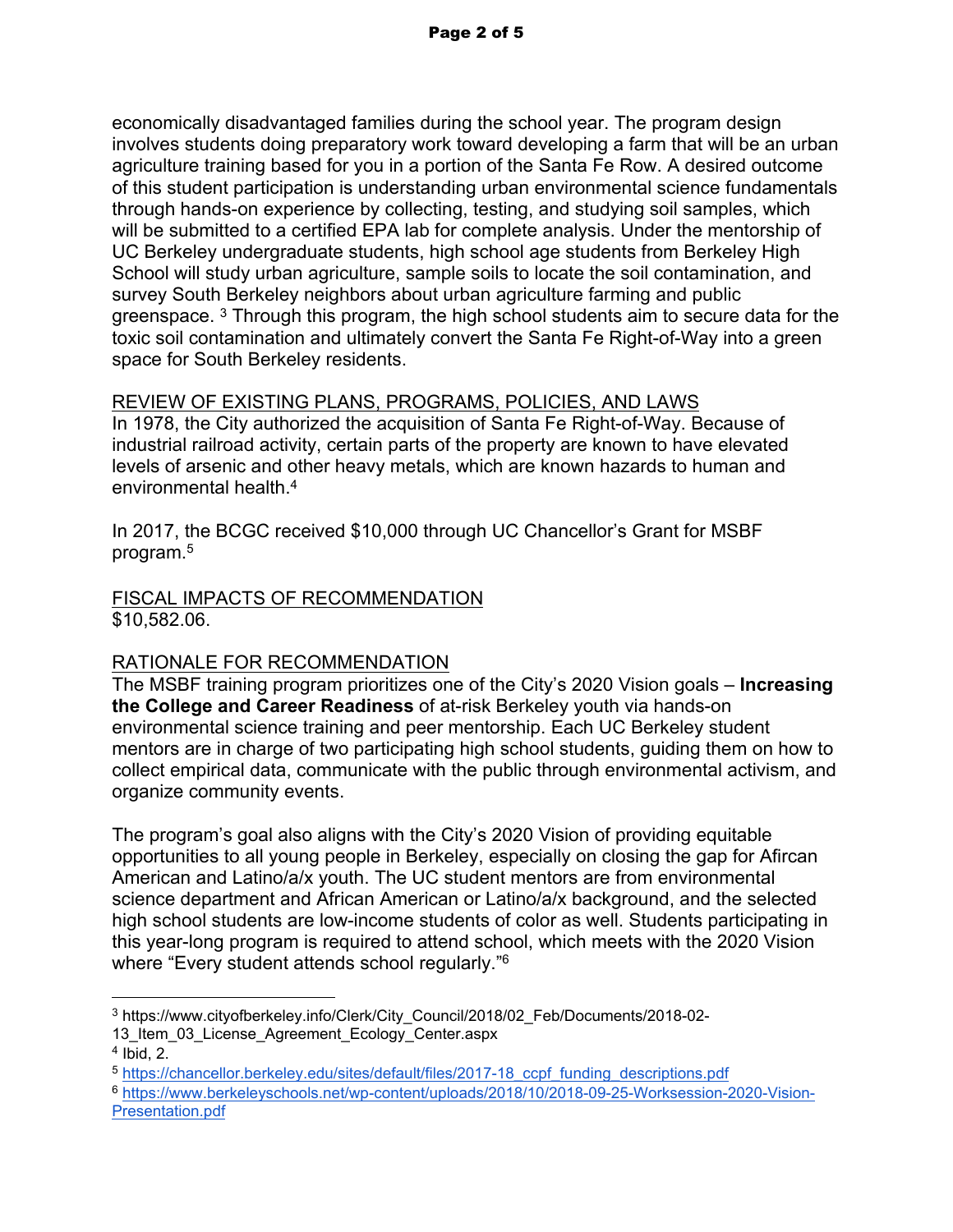economically disadvantaged families during the school year. The program design involves students doing preparatory work toward developing a farm that will be an urban agriculture training based for you in a portion of the Santa Fe Row. A desired outcome of this student participation is understanding urban environmental science fundamentals through hands-on experience by collecting, testing, and studying soil samples, which will be submitted to a certified EPA lab for complete analysis. Under the mentorship of UC Berkeley undergraduate students, high school age students from Berkeley High School will study urban agriculture, sample soils to locate the soil contamination, and survey South Berkeley neighbors about urban agriculture farming and public greenspace. [3] Through this program, the high school students aim to secure data for the toxic soil contamination and ultimately convert the Santa Fe Right-of-Way into a green space for South Berkeley residents.

## REVIEW OF EXISTING PLANS, PROGRAMS, POLICIES, AND LAWS

In 1978, the City authorized the acquisition of Santa Fe Right-of-Way. Because of industrial railroad activity, certain parts of the property are known to have elevated levels of arsenic and other heavy metals, which are known hazards to human and environmental health.[4]

In 2017, the BCGC received $10,000 through UC Chancellor's Grant for MSBF program.[5]

## FISCAL IMPACTS OF RECOMMENDATION

$10,582.06.

## RATIONALE FOR RECOMMENDATION

The MSBF training program prioritizes one of the City's 2020 Vision goals – **Increasing the College and Career Readiness** of at-risk Berkeley youth via hands-on environmental science training and peer mentorship. Each UC Berkeley student mentors are in charge of two participating high school students, guiding them on how to collect empirical data, communicate with the public through environmental activism, and organize community events.

The program's goal also aligns with the City's 2020 Vision of providing equitable opportunities to all young people in Berkeley, especially on closing the gap for African American and Latino/a/x youth. The UC student mentors are from environmental science department and African American or Latino/a/x background, and the selected high school students are low-income students of color as well. Students participating in this year-long program is required to attend school, which meets with the 2020 Vision where "Every student attends school regularly."[6]

---

[3] https://www.cityofberkeley.info/Clerk/City_Council/2018/02_Feb/Documents/2018-02-13_Item_03_License_Agreement_Ecology_Center.aspx

[4] Ibid, 2.

[5] https://chancellor.berkeley.edu/sites/default/files/2017-18_ccpf_funding_descriptions.pdf

[6] https://www.berkeleyschools.net/wp-content/uploads/2018/10/2018-09-25-Worksession-2020-Vision-Presentation.pdf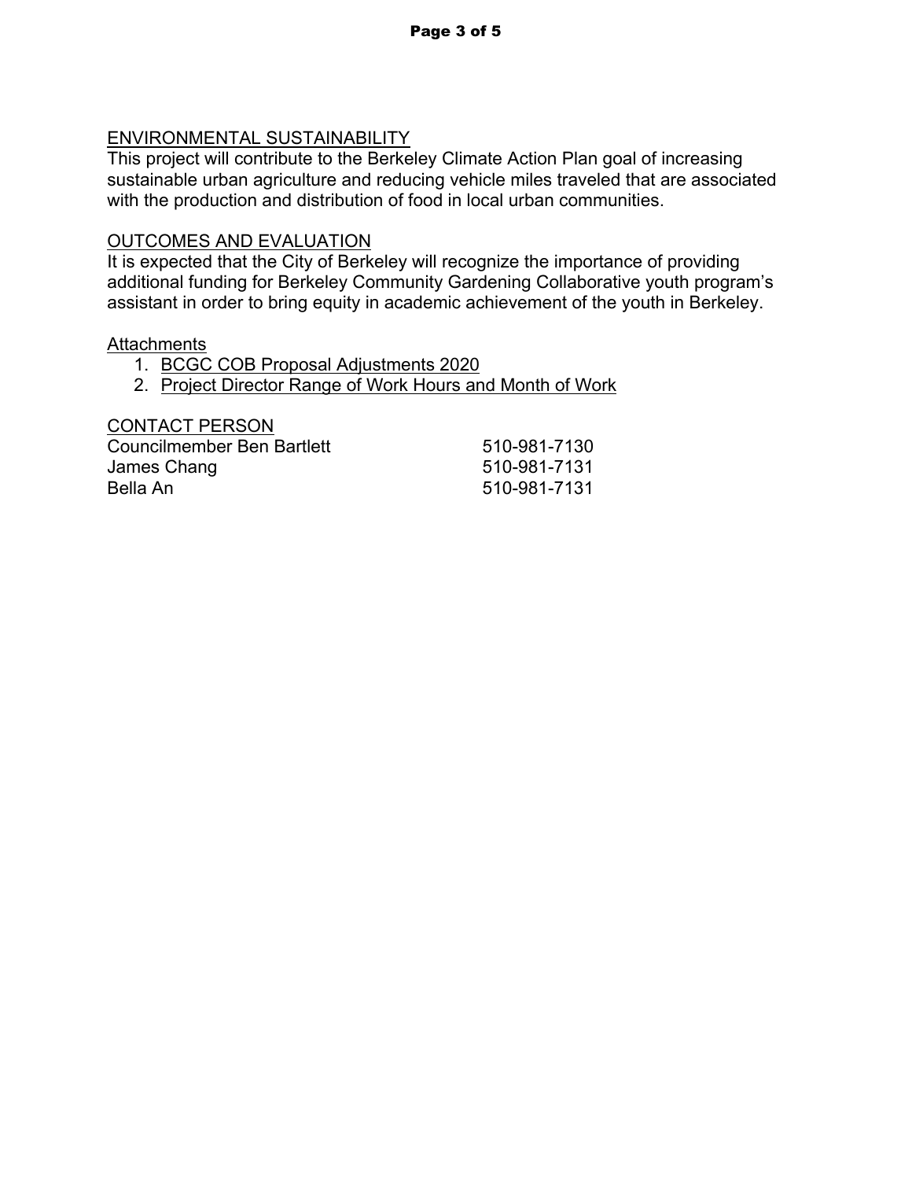ENVIRONMENTAL SUSTAINABILITY

This project will contribute to the Berkeley Climate Action Plan goal of increasing sustainable urban agriculture and reducing vehicle miles traveled that are associated with the production and distribution of food in local urban communities.

OUTCOMES AND EVALUATION

It is expected that the City of Berkeley will recognize the importance of providing additional funding for Berkeley Community Gardening Collaborative youth program's assistant in order to bring equity in academic achievement of the youth in Berkeley.

Attachments

1. BCGC COB Proposal Adjustments 2020
2. Project Director Range of Work Hours and Month of Work

CONTACT PERSON

| | |
|---|---|
| Councilmember Ben Bartlett | 510-981-7130 |
| James Chang | 510-981-7131 |
| Bella An | 510-981-7131 |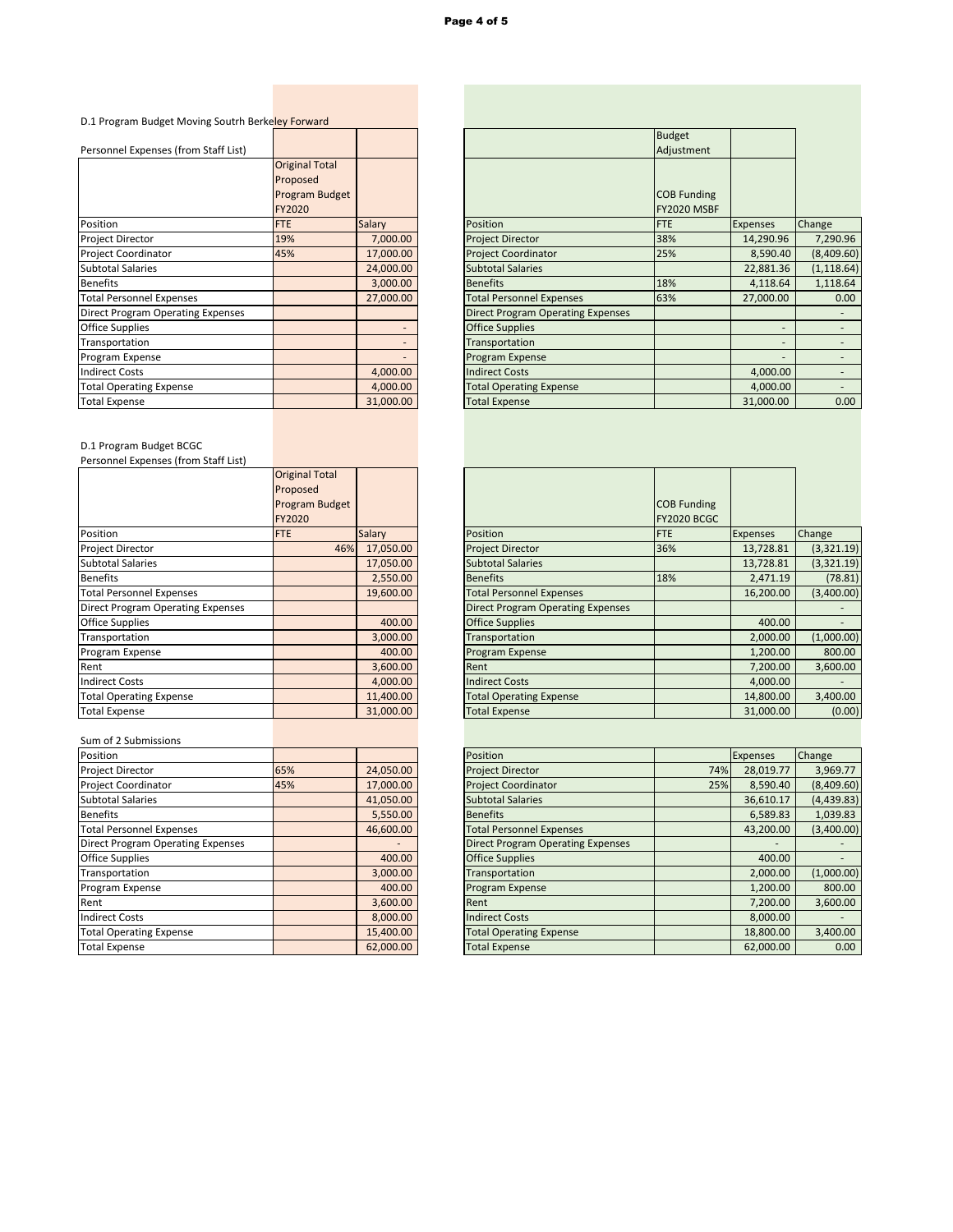D.1 Program Budget Moving Soutrh Berkeley Forward

Personnel Expenses (from Staff List)

| | Original Total Proposed Program Budget FY2020 | | | Budget Adjustment COB Funding FY2020 MSBF | | |
|---|---|---|---|---|---|---|
| Position | FTE | Salary | Position | FTE | Expenses | Change |
| Project Director | 19% | 7,000.00 | Project Director | 38% | 14,290.96 | 7,290.96 |
| Project Coordinator | 45% | 17,000.00 | Project Coordinator | 25% | 8,590.40 | (8,409.60) |
| Subtotal Salaries | | 24,000.00 | Subtotal Salaries | | 22,881.36 | (1,118.64) |
| Benefits | | 3,000.00 | Benefits | 18% | 4,118.64 | 1,118.64 |
| Total Personnel Expenses | | 27,000.00 | Total Personnel Expenses | 63% | 27,000.00 | 0.00 |
| Direct Program Operating Expenses | | | Direct Program Operating Expenses | | | - |
| Office Supplies | | - | Office Supplies | | - | - |
| Transportation | | - | Transportation | | - | - |
| Program Expense | | - | Program Expense | | - | - |
| Indirect Costs | | 4,000.00 | Indirect Costs | | 4,000.00 | - |
| Total Operating Expense | | 4,000.00 | Total Operating Expense | | 4,000.00 | - |
| Total Expense | | 31,000.00 | Total Expense | | 31,000.00 | 0.00 |

D.1 Program Budget BCGC

Personnel Expenses (from Staff List)

| | Original Total Proposed Program Budget FY2020 | | | COB Funding FY2020 BCGC | | |
|---|---|---|---|---|---|---|
| Position | FTE | Salary | Position | FTE | Expenses | Change |
| Project Director | 46% | 17,050.00 | Project Director | 36% | 13,728.81 | (3,321.19) |
| Subtotal Salaries | | 17,050.00 | Subtotal Salaries | | 13,728.81 | (3,321.19) |
| Benefits | | 2,550.00 | Benefits | 18% | 2,471.19 | (78.81) |
| Total Personnel Expenses | | 19,600.00 | Total Personnel Expenses | | 16,200.00 | (3,400.00) |
| Direct Program Operating Expenses | | | Direct Program Operating Expenses | | | - |
| Office Supplies | | 400.00 | Office Supplies | | 400.00 | - |
| Transportation | | 3,000.00 | Transportation | | 2,000.00 | (1,000.00) |
| Program Expense | | 400.00 | Program Expense | | 1,200.00 | 800.00 |
| Rent | | 3,600.00 | Rent | | 7,200.00 | 3,600.00 |
| Indirect Costs | | 4,000.00 | Indirect Costs | | 4,000.00 | - |
| Total Operating Expense | | 11,400.00 | Total Operating Expense | | 14,800.00 | 3,400.00 |
| Total Expense | | 31,000.00 | Total Expense | | 31,000.00 | (0.00) |

Sum of 2 Submissions

| Position | | | Position | | Expenses | Change |
|---|---|---|---|---|---|---|
| Project Director | 65% | 24,050.00 | Project Director | 74% | 28,019.77 | 3,969.77 |
| Project Coordinator | 45% | 17,000.00 | Project Coordinator | 25% | 8,590.40 | (8,409.60) |
| Subtotal Salaries | | 41,050.00 | Subtotal Salaries | | 36,610.17 | (4,439.83) |
| Benefits | | 5,550.00 | Benefits | | 6,589.83 | 1,039.83 |
| Total Personnel Expenses | | 46,600.00 | Total Personnel Expenses | | 43,200.00 | (3,400.00) |
| Direct Program Operating Expenses | | - | Direct Program Operating Expenses | | - | - |
| Office Supplies | | 400.00 | Office Supplies | | 400.00 | - |
| Transportation | | 3,000.00 | Transportation | | 2,000.00 | (1,000.00) |
| Program Expense | | 400.00 | Program Expense | | 1,200.00 | 800.00 |
| Rent | | 3,600.00 | Rent | | 7,200.00 | 3,600.00 |
| Indirect Costs | | 8,000.00 | Indirect Costs | | 8,000.00 | - |
| Total Operating Expense | | 15,400.00 | Total Operating Expense | | 18,800.00 | 3,400.00 |
| Total Expense | | 62,000.00 | Total Expense | | 62,000.00 | 0.00 |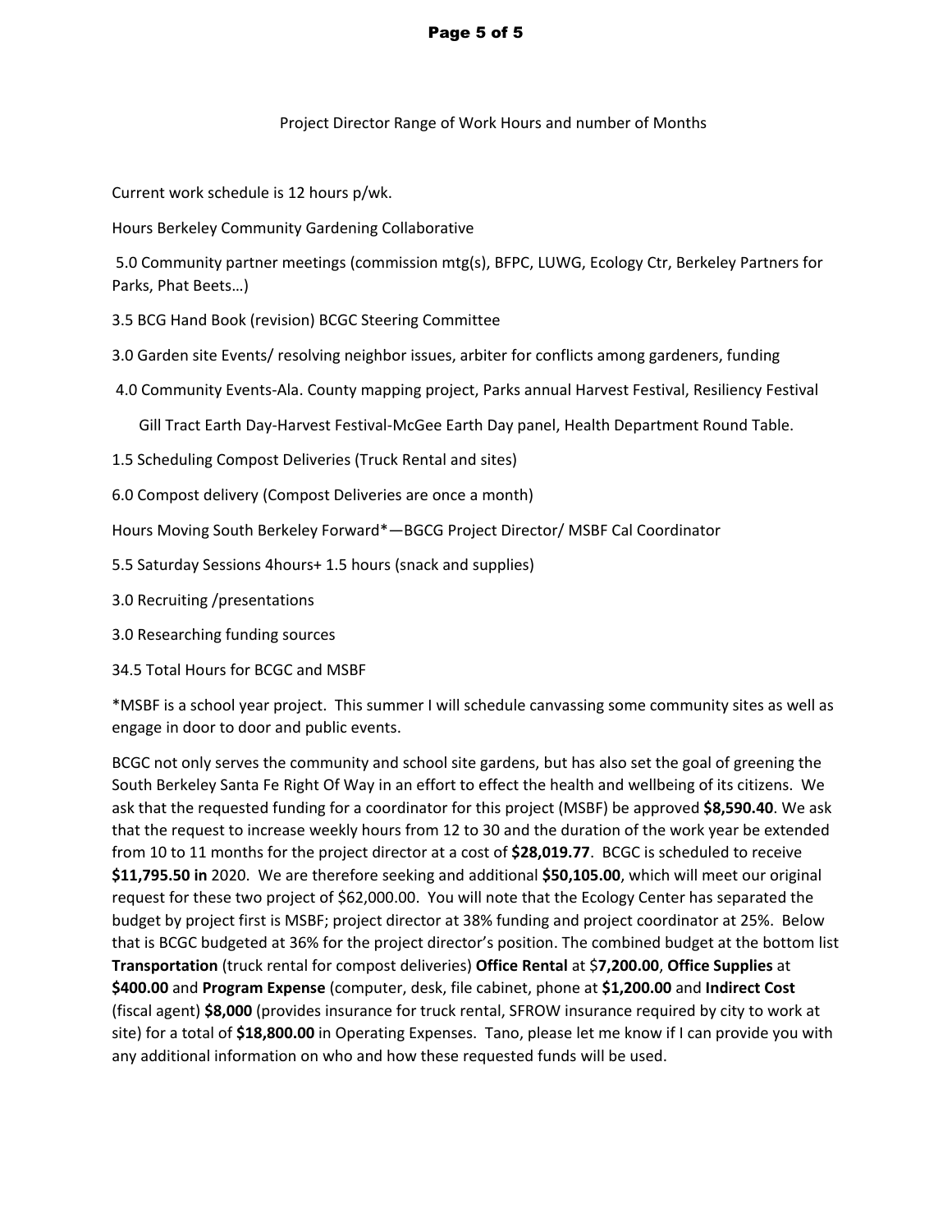Project Director Range of Work Hours and number of Months

Current work schedule is 12 hours p/wk.

Hours Berkeley Community Gardening Collaborative

5.0 Community partner meetings (commission mtg(s), BFPC, LUWG, Ecology Ctr, Berkeley Partners for Parks, Phat Beets…)

3.5 BCG Hand Book (revision) BCGC Steering Committee

3.0 Garden site Events/ resolving neighbor issues, arbiter for conflicts among gardeners, funding

4.0 Community Events-Ala. County mapping project, Parks annual Harvest Festival, Resiliency Festival

Gill Tract Earth Day-Harvest Festival-McGee Earth Day panel, Health Department Round Table.

1.5 Scheduling Compost Deliveries (Truck Rental and sites)

6.0 Compost delivery (Compost Deliveries are once a month)

Hours Moving South Berkeley Forward*—BGCG Project Director/ MSBF Cal Coordinator

5.5 Saturday Sessions 4hours+ 1.5 hours (snack and supplies)

3.0 Recruiting /presentations

3.0 Researching funding sources

34.5 Total Hours for BCGC and MSBF

*MSBF is a school year project. This summer I will schedule canvassing some community sites as well as engage in door to door and public events.

BCGC not only serves the community and school site gardens, but has also set the goal of greening the South Berkeley Santa Fe Right Of Way in an effort to effect the health and wellbeing of its citizens. We ask that the requested funding for a coordinator for this project (MSBF) be approved **$8,590.40**. We ask that the request to increase weekly hours from 12 to 30 and the duration of the work year be extended from 10 to 11 months for the project director at a cost of **$28,019.77**. BCGC is scheduled to receive **$11,795.50 in** 2020. We are therefore seeking and additional **$50,105.00**, which will meet our original request for these two project of $62,000.00. You will note that the Ecology Center has separated the budget by project first is MSBF; project director at 38% funding and project coordinator at 25%. Below that is BCGC budgeted at 36% for the project director's position. The combined budget at the bottom list **Transportation** (truck rental for compost deliveries) **Office Rental** at $**7,200.00**, **Office Supplies** at **$400.00** and **Program Expense** (computer, desk, file cabinet, phone at **$1,200.00** and **Indirect Cost** (fiscal agent) **$8,000** (provides insurance for truck rental, SFROW insurance required by city to work at site) for a total of **$18,800.00** in Operating Expenses. Tano, please let me know if I can provide you with any additional information on who and how these requested funds will be used.